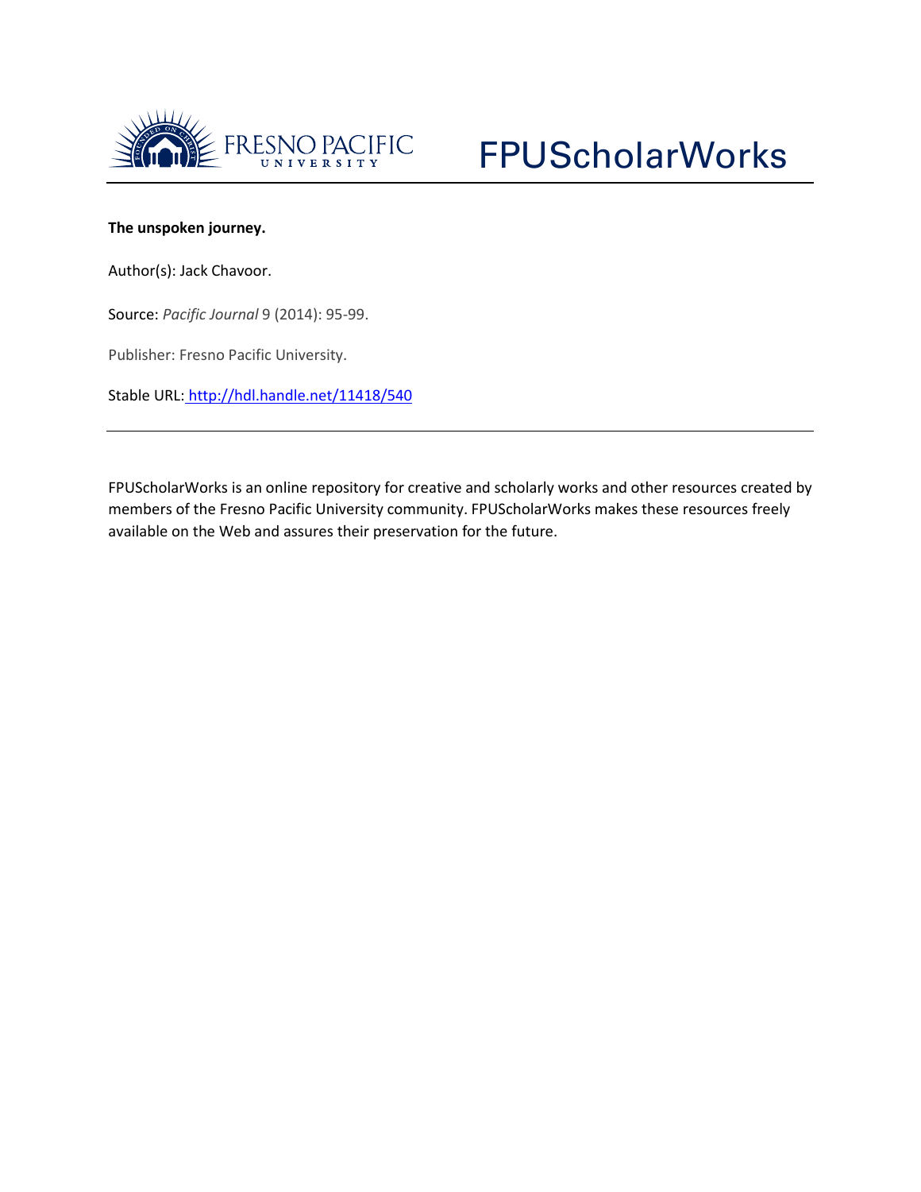FRESNO PACIFIC UNIVERSITY

FPUScholarWorks

**The unspoken journey.**

Author(s): Jack Chavoor.

Source: *Pacific Journal* 9 (2014): 95-99.

Publisher: Fresno Pacific University.

Stable URL: http://hdl.handle.net/11418/540

---

FPUScholarWorks is an online repository for creative and scholarly works and other resources created by members of the Fresno Pacific University community. FPUScholarWorks makes these resources freely available on the Web and assures their preservation for the future.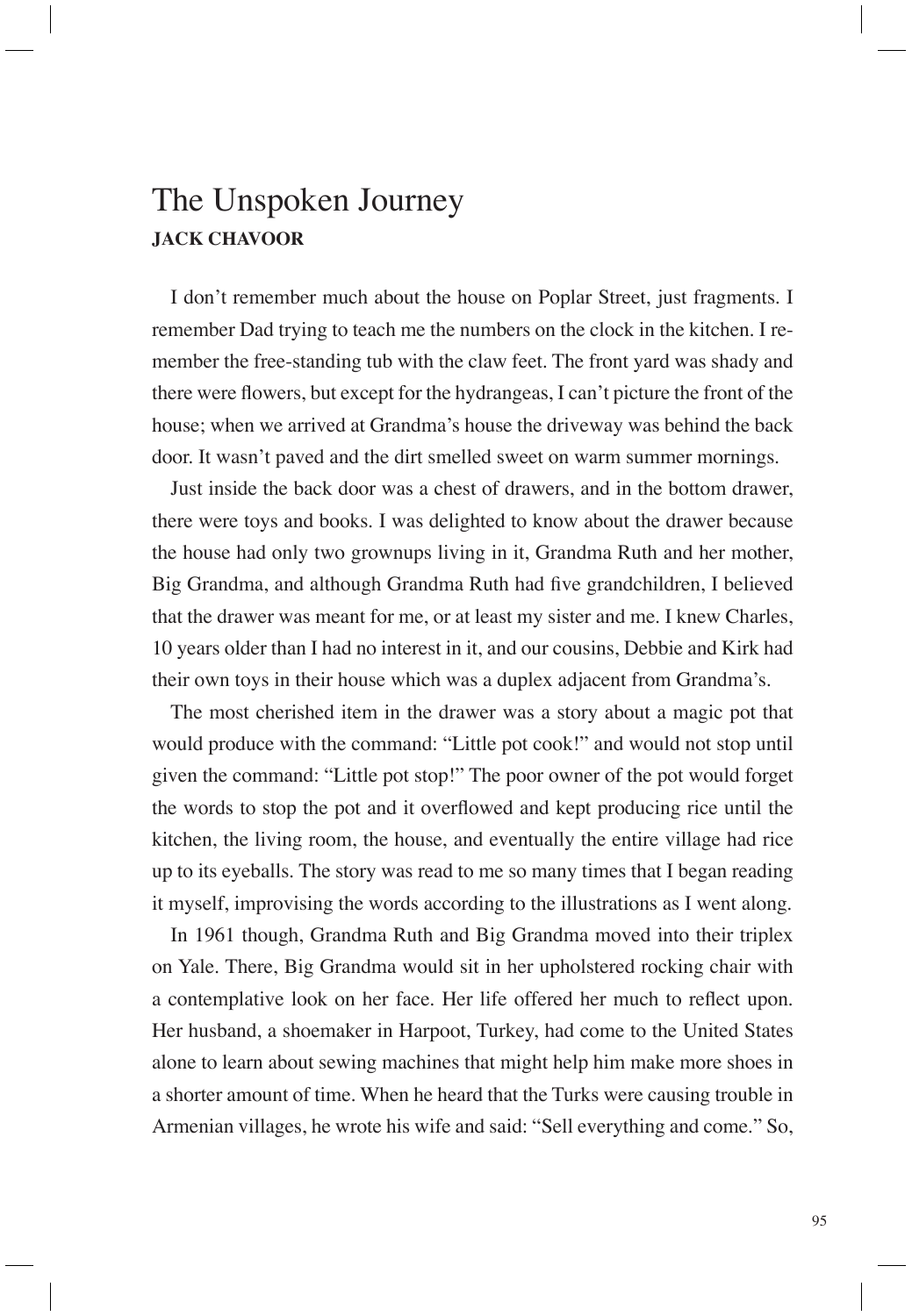# The Unspoken Journey

**JACK CHAVOOR**

I don't remember much about the house on Poplar Street, just fragments. I remember Dad trying to teach me the numbers on the clock in the kitchen. I remember the free-standing tub with the claw feet. The front yard was shady and there were flowers, but except for the hydrangeas, I can't picture the front of the house; when we arrived at Grandma's house the driveway was behind the back door. It wasn't paved and the dirt smelled sweet on warm summer mornings.

Just inside the back door was a chest of drawers, and in the bottom drawer, there were toys and books. I was delighted to know about the drawer because the house had only two grownups living in it, Grandma Ruth and her mother, Big Grandma, and although Grandma Ruth had five grandchildren, I believed that the drawer was meant for me, or at least my sister and me. I knew Charles, 10 years older than I had no interest in it, and our cousins, Debbie and Kirk had their own toys in their house which was a duplex adjacent from Grandma's.

The most cherished item in the drawer was a story about a magic pot that would produce with the command: "Little pot cook!" and would not stop until given the command: "Little pot stop!" The poor owner of the pot would forget the words to stop the pot and it overflowed and kept producing rice until the kitchen, the living room, the house, and eventually the entire village had rice up to its eyeballs. The story was read to me so many times that I began reading it myself, improvising the words according to the illustrations as I went along.

In 1961 though, Grandma Ruth and Big Grandma moved into their triplex on Yale. There, Big Grandma would sit in her upholstered rocking chair with a contemplative look on her face. Her life offered her much to reflect upon. Her husband, a shoemaker in Harpoot, Turkey, had come to the United States alone to learn about sewing machines that might help him make more shoes in a shorter amount of time. When he heard that the Turks were causing trouble in Armenian villages, he wrote his wife and said: "Sell everything and come." So,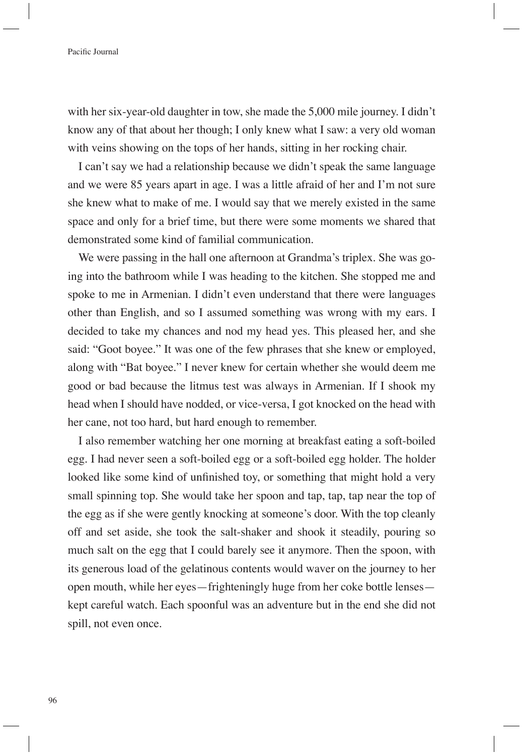with her six-year-old daughter in tow, she made the 5,000 mile journey. I didn't know any of that about her though; I only knew what I saw: a very old woman with veins showing on the tops of her hands, sitting in her rocking chair.

I can't say we had a relationship because we didn't speak the same language and we were 85 years apart in age. I was a little afraid of her and I'm not sure she knew what to make of me. I would say that we merely existed in the same space and only for a brief time, but there were some moments we shared that demonstrated some kind of familial communication.

We were passing in the hall one afternoon at Grandma's triplex. She was going into the bathroom while I was heading to the kitchen. She stopped me and spoke to me in Armenian. I didn't even understand that there were languages other than English, and so I assumed something was wrong with my ears. I decided to take my chances and nod my head yes. This pleased her, and she said: "Goot boyee." It was one of the few phrases that she knew or employed, along with "Bat boyee." I never knew for certain whether she would deem me good or bad because the litmus test was always in Armenian. If I shook my head when I should have nodded, or vice-versa, I got knocked on the head with her cane, not too hard, but hard enough to remember.

I also remember watching her one morning at breakfast eating a soft-boiled egg. I had never seen a soft-boiled egg or a soft-boiled egg holder. The holder looked like some kind of unfinished toy, or something that might hold a very small spinning top. She would take her spoon and tap, tap, tap near the top of the egg as if she were gently knocking at someone's door. With the top cleanly off and set aside, she took the salt-shaker and shook it steadily, pouring so much salt on the egg that I could barely see it anymore. Then the spoon, with its generous load of the gelatinous contents would waver on the journey to her open mouth, while her eyes—frighteningly huge from her coke bottle lenses—kept careful watch. Each spoonful was an adventure but in the end she did not spill, not even once.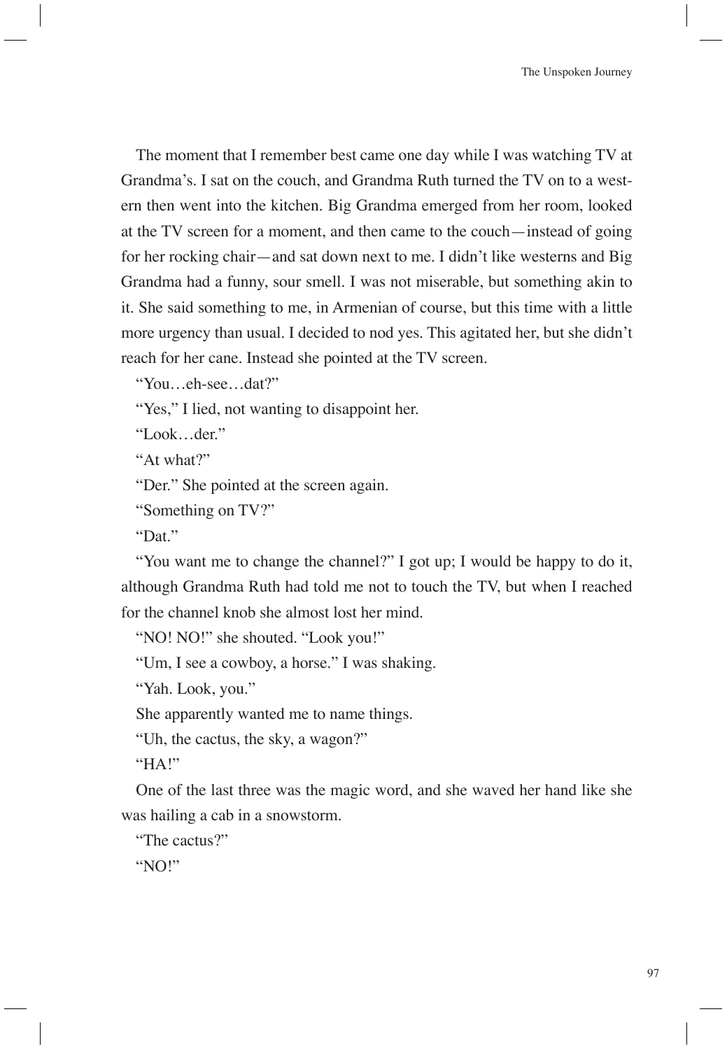The moment that I remember best came one day while I was watching TV at Grandma's. I sat on the couch, and Grandma Ruth turned the TV on to a western then went into the kitchen. Big Grandma emerged from her room, looked at the TV screen for a moment, and then came to the couch—instead of going for her rocking chair—and sat down next to me. I didn't like westerns and Big Grandma had a funny, sour smell. I was not miserable, but something akin to it. She said something to me, in Armenian of course, but this time with a little more urgency than usual. I decided to nod yes. This agitated her, but she didn't reach for her cane. Instead she pointed at the TV screen.

"You…eh-see…dat?"

"Yes," I lied, not wanting to disappoint her.

"Look…der."

"At what?"

"Der." She pointed at the screen again.

"Something on TV?"

"Dat."

"You want me to change the channel?" I got up; I would be happy to do it, although Grandma Ruth had told me not to touch the TV, but when I reached for the channel knob she almost lost her mind.

"NO! NO!" she shouted. "Look you!"

"Um, I see a cowboy, a horse." I was shaking.

"Yah. Look, you."

She apparently wanted me to name things.

"Uh, the cactus, the sky, a wagon?"

"HA!"

One of the last three was the magic word, and she waved her hand like she was hailing a cab in a snowstorm.

"The cactus?"

"NO!"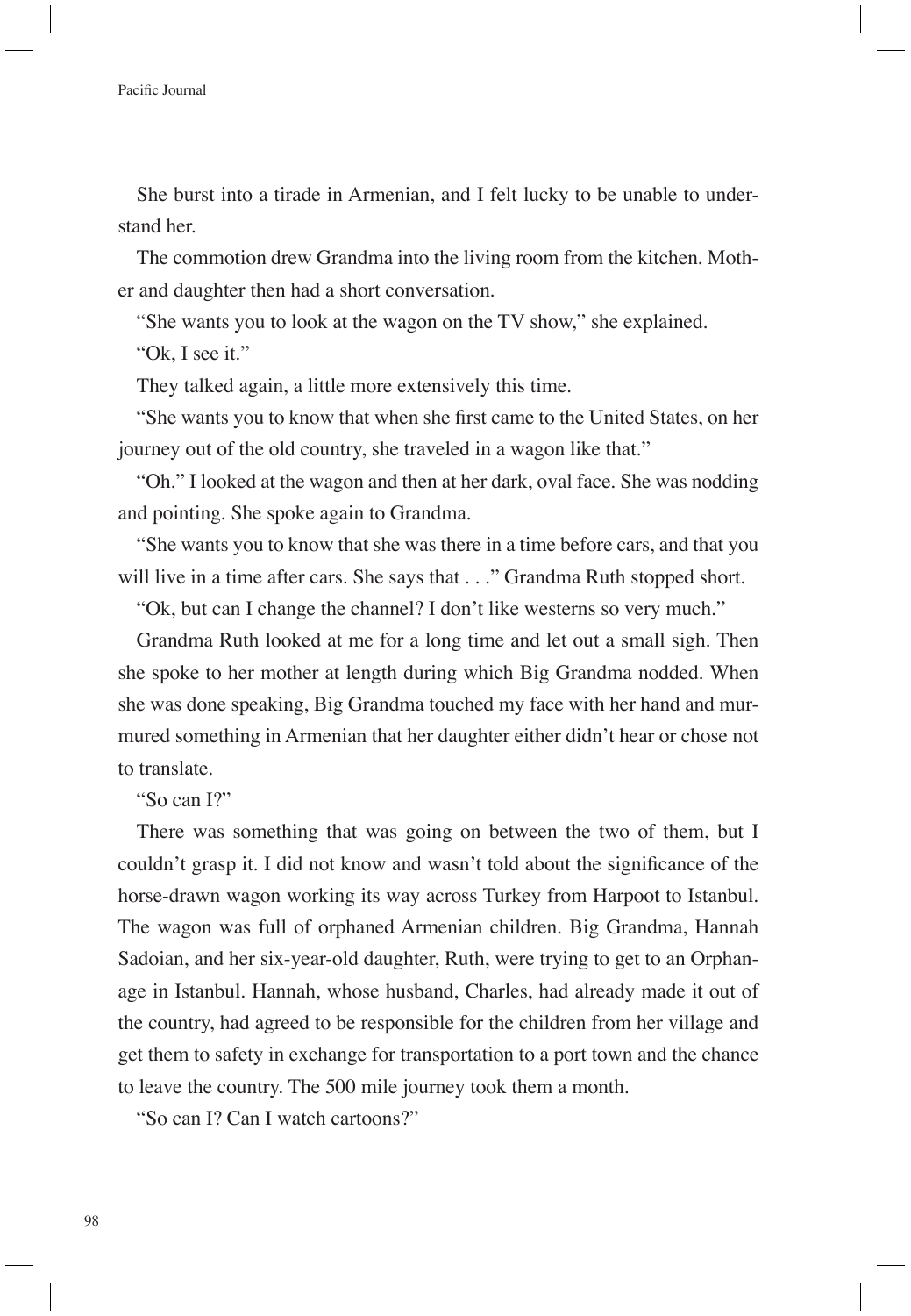She burst into a tirade in Armenian, and I felt lucky to be unable to understand her.

The commotion drew Grandma into the living room from the kitchen. Mother and daughter then had a short conversation.

"She wants you to look at the wagon on the TV show," she explained.

"Ok, I see it."

They talked again, a little more extensively this time.

"She wants you to know that when she first came to the United States, on her journey out of the old country, she traveled in a wagon like that."

"Oh." I looked at the wagon and then at her dark, oval face. She was nodding and pointing. She spoke again to Grandma.

"She wants you to know that she was there in a time before cars, and that you will live in a time after cars. She says that . . ." Grandma Ruth stopped short.

"Ok, but can I change the channel? I don't like westerns so very much."

Grandma Ruth looked at me for a long time and let out a small sigh. Then she spoke to her mother at length during which Big Grandma nodded. When she was done speaking, Big Grandma touched my face with her hand and murmured something in Armenian that her daughter either didn't hear or chose not to translate.

"So can I?"

There was something that was going on between the two of them, but I couldn't grasp it. I did not know and wasn't told about the significance of the horse-drawn wagon working its way across Turkey from Harpoot to Istanbul. The wagon was full of orphaned Armenian children. Big Grandma, Hannah Sadoian, and her six-year-old daughter, Ruth, were trying to get to an Orphanage in Istanbul. Hannah, whose husband, Charles, had already made it out of the country, had agreed to be responsible for the children from her village and get them to safety in exchange for transportation to a port town and the chance to leave the country. The 500 mile journey took them a month.

"So can I? Can I watch cartoons?"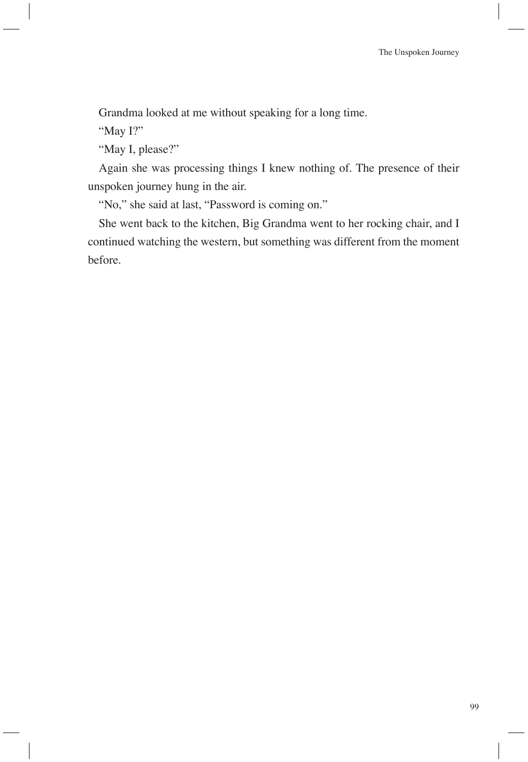Grandma looked at me without speaking for a long time.

"May I?"

"May I, please?"

Again she was processing things I knew nothing of. The presence of their unspoken journey hung in the air.

"No," she said at last, "Password is coming on."

She went back to the kitchen, Big Grandma went to her rocking chair, and I continued watching the western, but something was different from the moment before.